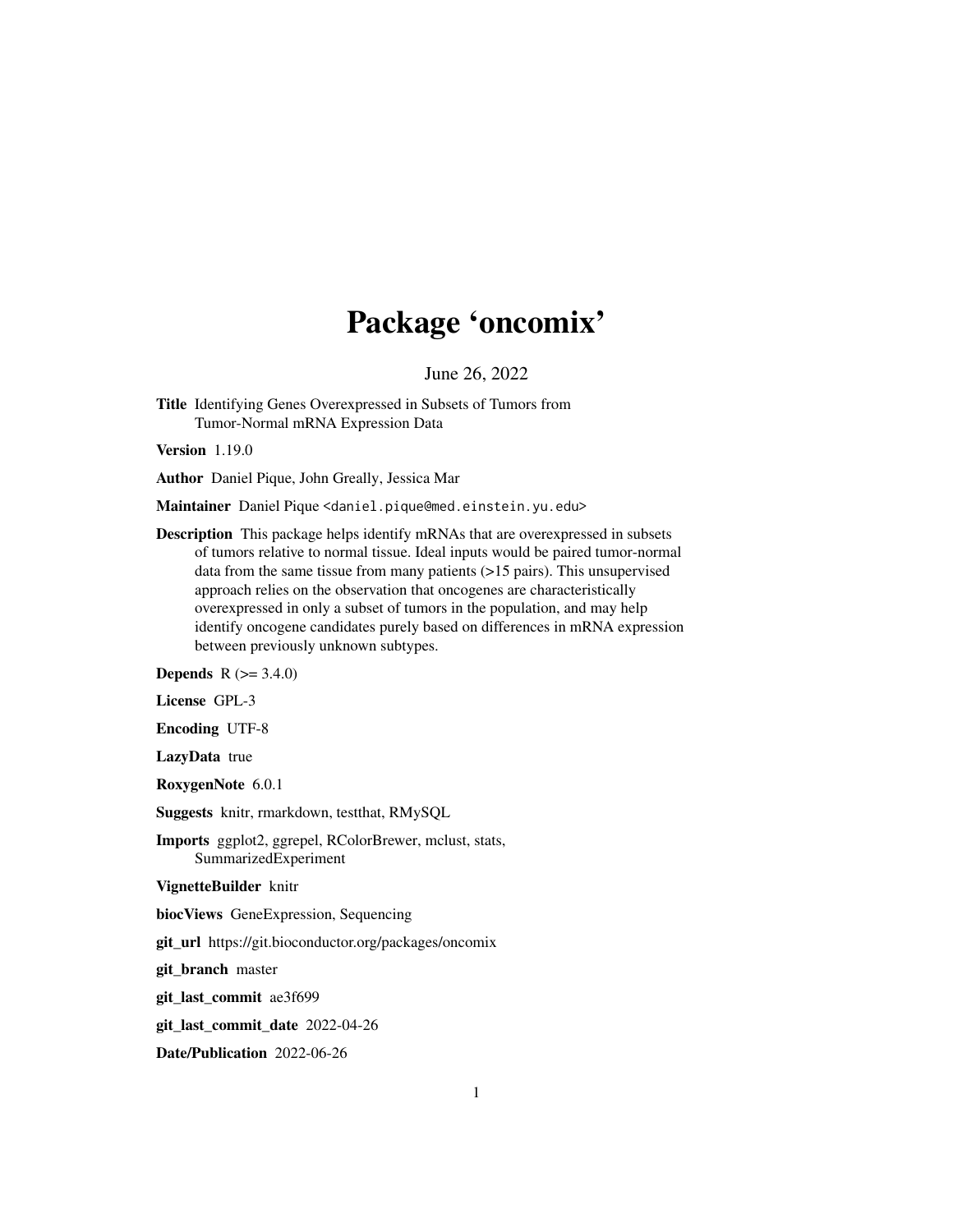# Package 'oncomix'

June 26, 2022

**Title** Identifying Genes Overexpressed in Subsets of Tumors from Tumor-Normal mRNA Expression Data

**Version** 1.19.0

**Author** Daniel Pique, John Greally, Jessica Mar

**Maintainer** Daniel Pique <daniel.pique@med.einstein.yu.edu>

**Description** This package helps identify mRNAs that are overexpressed in subsets of tumors relative to normal tissue. Ideal inputs would be paired tumor-normal data from the same tissue from many patients (>15 pairs). This unsupervised approach relies on the observation that oncogenes are characteristically overexpressed in only a subset of tumors in the population, and may help identify oncogene candidates purely based on differences in mRNA expression between previously unknown subtypes.

**Depends** R (>= 3.4.0)

**License** GPL-3

**Encoding** UTF-8

**LazyData** true

**RoxygenNote** 6.0.1

**Suggests** knitr, rmarkdown, testthat, RMySQL

**Imports** ggplot2, ggrepel, RColorBrewer, mclust, stats, SummarizedExperiment

**VignetteBuilder** knitr

**biocViews** GeneExpression, Sequencing

**git_url** https://git.bioconductor.org/packages/oncomix

**git_branch** master

**git_last_commit** ae3f699

**git_last_commit_date** 2022-04-26

**Date/Publication** 2022-06-26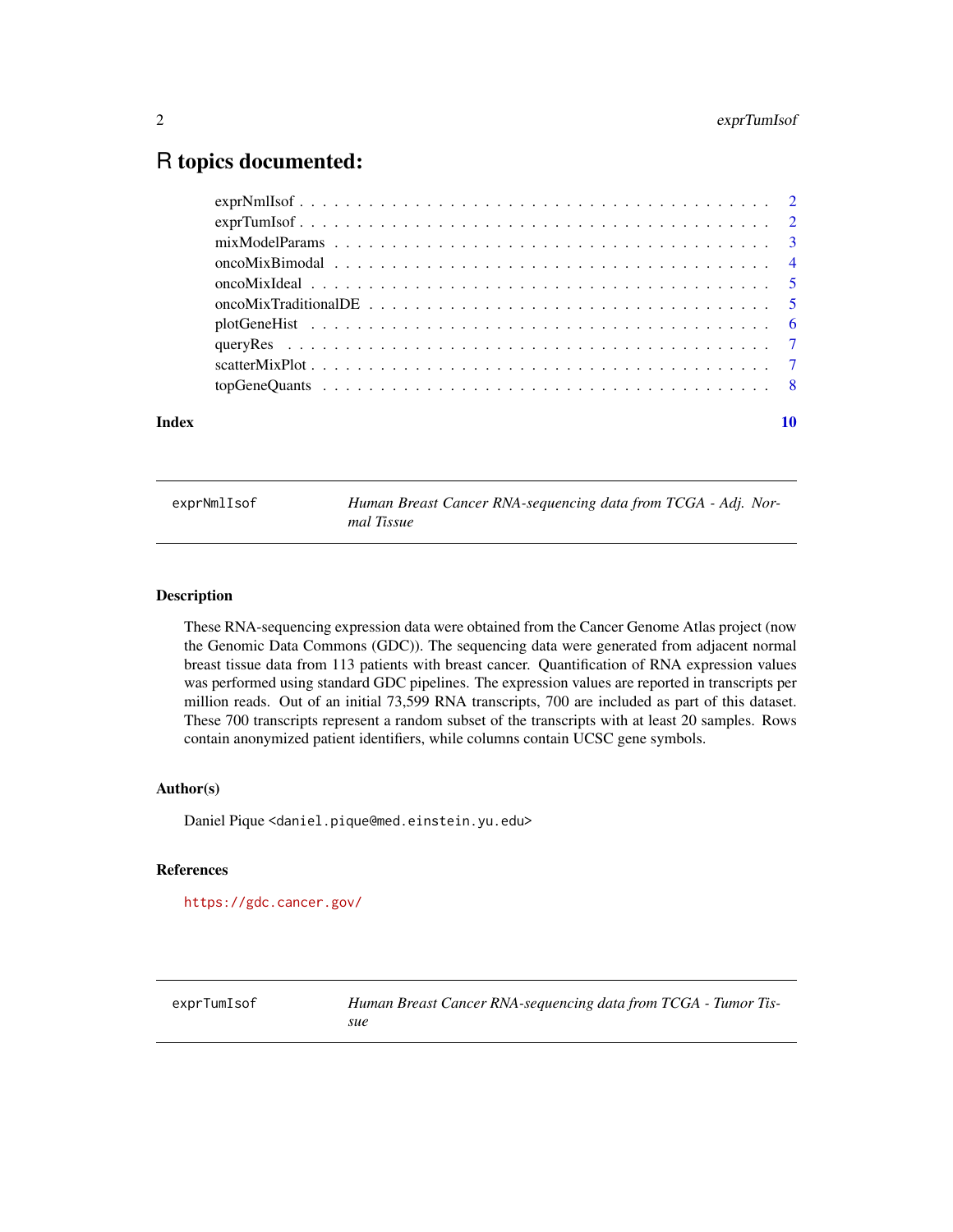# R topics documented:

- exprNmlIsof . . . . . . . . . . . . . . . . . . . . . . . . . . . . . . . . . . . . . . . . 2
- exprTumIsof . . . . . . . . . . . . . . . . . . . . . . . . . . . . . . . . . . . . . . . . 2
- mixModelParams . . . . . . . . . . . . . . . . . . . . . . . . . . . . . . . . . . . . . . 3
- oncoMixBimodal . . . . . . . . . . . . . . . . . . . . . . . . . . . . . . . . . . . . . . 4
- oncoMixIdeal . . . . . . . . . . . . . . . . . . . . . . . . . . . . . . . . . . . . . . . 5
- oncoMixTraditionalDE . . . . . . . . . . . . . . . . . . . . . . . . . . . . . . . . . . 5
- plotGeneHist . . . . . . . . . . . . . . . . . . . . . . . . . . . . . . . . . . . . . . . 6
- queryRes . . . . . . . . . . . . . . . . . . . . . . . . . . . . . . . . . . . . . . . . . 7
- scatterMixPlot . . . . . . . . . . . . . . . . . . . . . . . . . . . . . . . . . . . . . . 7
- topGeneQuants . . . . . . . . . . . . . . . . . . . . . . . . . . . . . . . . . . . . . . 8

**Index** 10

---

## exprNmlIsof — *Human Breast Cancer RNA-sequencing data from TCGA - Adj. Normal Tissue*

### Description

These RNA-sequencing expression data were obtained from the Cancer Genome Atlas project (now the Genomic Data Commons (GDC)). The sequencing data were generated from adjacent normal breast tissue data from 113 patients with breast cancer. Quantification of RNA expression values was performed using standard GDC pipelines. The expression values are reported in transcripts per million reads. Out of an initial 73,599 RNA transcripts, 700 are included as part of this dataset. These 700 transcripts represent a random subset of the transcripts with at least 20 samples. Rows contain anonymized patient identifiers, while columns contain UCSC gene symbols.

### Author(s)

Daniel Pique <daniel.pique@med.einstein.yu.edu>

### References

https://gdc.cancer.gov/

---

## exprTumIsof — *Human Breast Cancer RNA-sequencing data from TCGA - Tumor Tissue*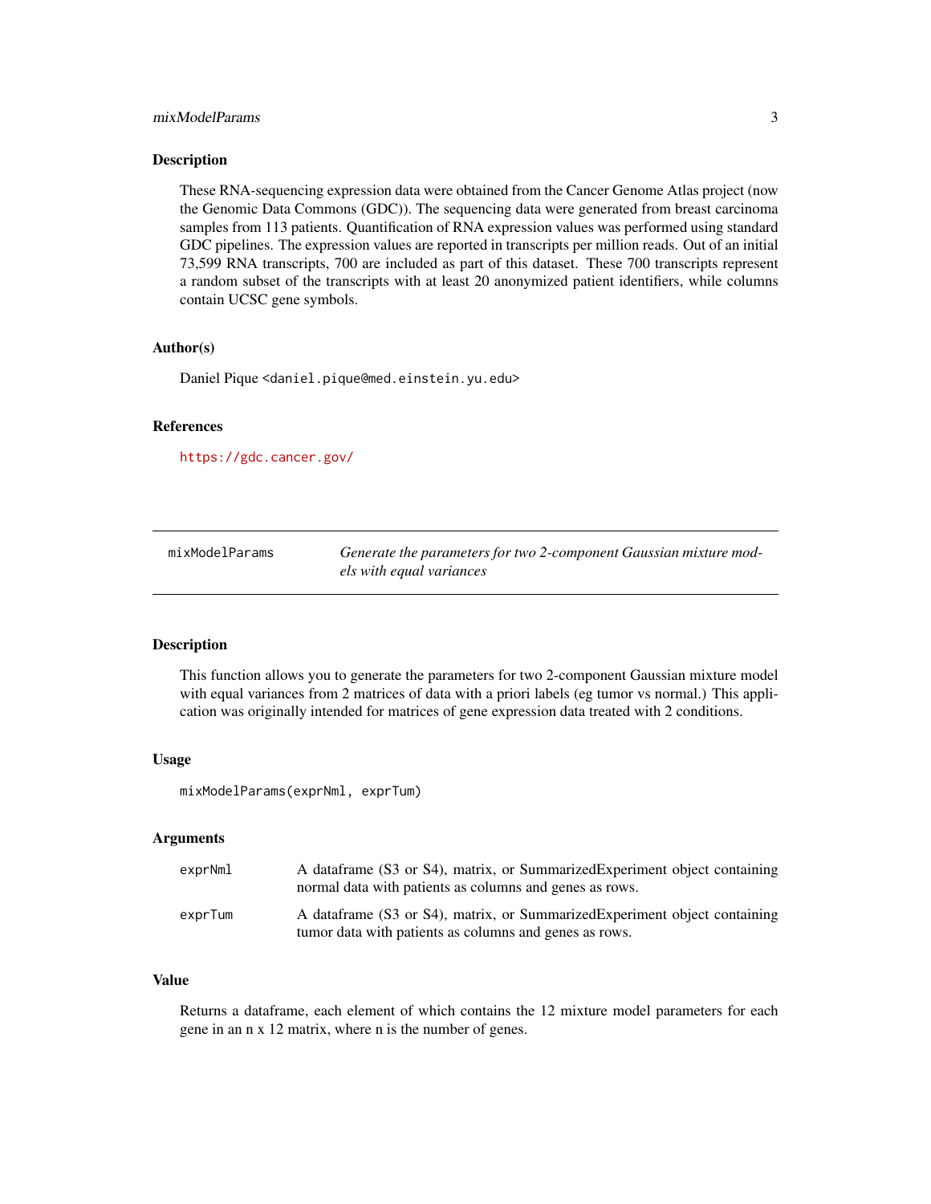## Description

These RNA-sequencing expression data were obtained from the Cancer Genome Atlas project (now the Genomic Data Commons (GDC)). The sequencing data were generated from breast carcinoma samples from 113 patients. Quantification of RNA expression values was performed using standard GDC pipelines. The expression values are reported in transcripts per million reads. Out of an initial 73,599 RNA transcripts, 700 are included as part of this dataset. These 700 transcripts represent a random subset of the transcripts with at least 20 anonymized patient identifiers, while columns contain UCSC gene symbols.

## Author(s)

Daniel Pique <daniel.pique@med.einstein.yu.edu>

## References

https://gdc.cancer.gov/

---

# mixModelParams — *Generate the parameters for two 2-component Gaussian mixture models with equal variances*

## Description

This function allows you to generate the parameters for two 2-component Gaussian mixture model with equal variances from 2 matrices of data with a priori labels (eg tumor vs normal.) This application was originally intended for matrices of gene expression data treated with 2 conditions.

## Usage

```
mixModelParams(exprNml, exprTum)
```

## Arguments

| | |
|---|---|
| exprNml | A dataframe (S3 or S4), matrix, or SummarizedExperiment object containing normal data with patients as columns and genes as rows. |
| exprTum | A dataframe (S3 or S4), matrix, or SummarizedExperiment object containing tumor data with patients as columns and genes as rows. |

## Value

Returns a dataframe, each element of which contains the 12 mixture model parameters for each gene in an n x 12 matrix, where n is the number of genes.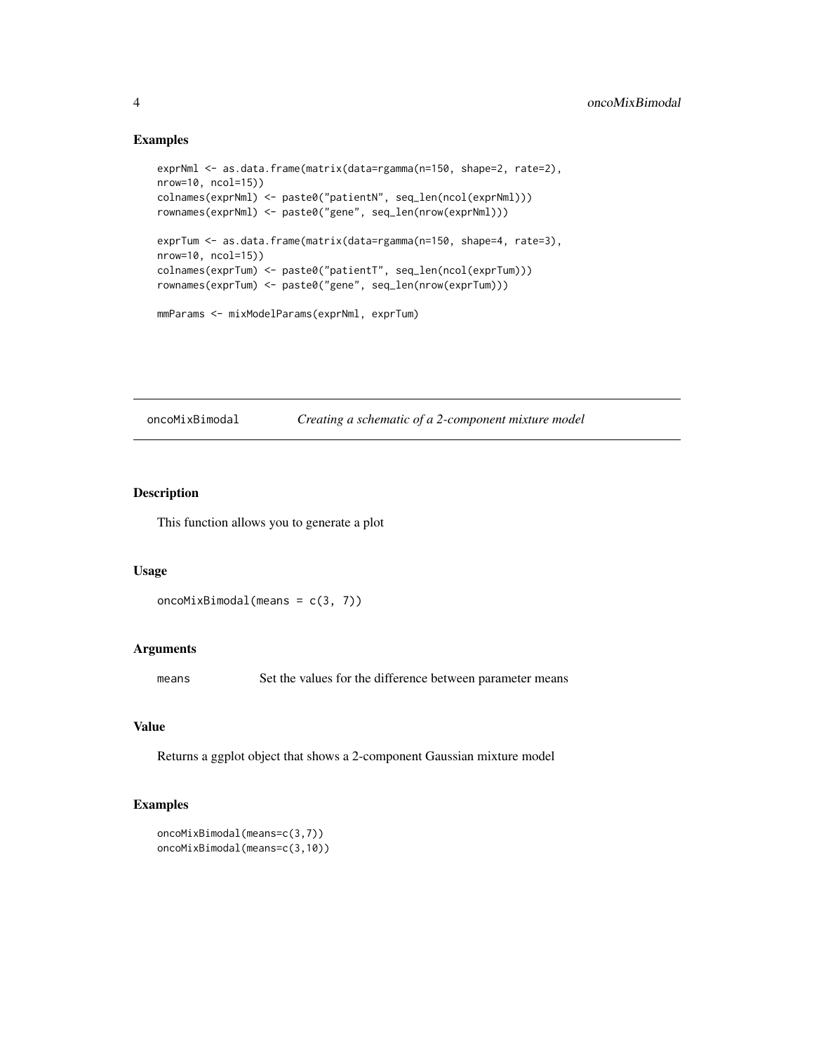## Examples

```
exprNml <- as.data.frame(matrix(data=rgamma(n=150, shape=2, rate=2),
nrow=10, ncol=15))
colnames(exprNml) <- paste0("patientN", seq_len(ncol(exprNml)))
rownames(exprNml) <- paste0("gene", seq_len(nrow(exprNml)))

exprTum <- as.data.frame(matrix(data=rgamma(n=150, shape=4, rate=3),
nrow=10, ncol=15))
colnames(exprTum) <- paste0("patientT", seq_len(ncol(exprTum)))
rownames(exprTum) <- paste0("gene", seq_len(nrow(exprTum)))

mmParams <- mixModelParams(exprNml, exprTum)
```

---

# oncoMixBimodal *Creating a schematic of a 2-component mixture model*

---

## Description

This function allows you to generate a plot

## Usage

```
oncoMixBimodal(means = c(3, 7))
```

## Arguments

| | |
|---|---|
| means | Set the values for the difference between parameter means |

## Value

Returns a ggplot object that shows a 2-component Gaussian mixture model

## Examples

```
oncoMixBimodal(means=c(3,7))
oncoMixBimodal(means=c(3,10))
```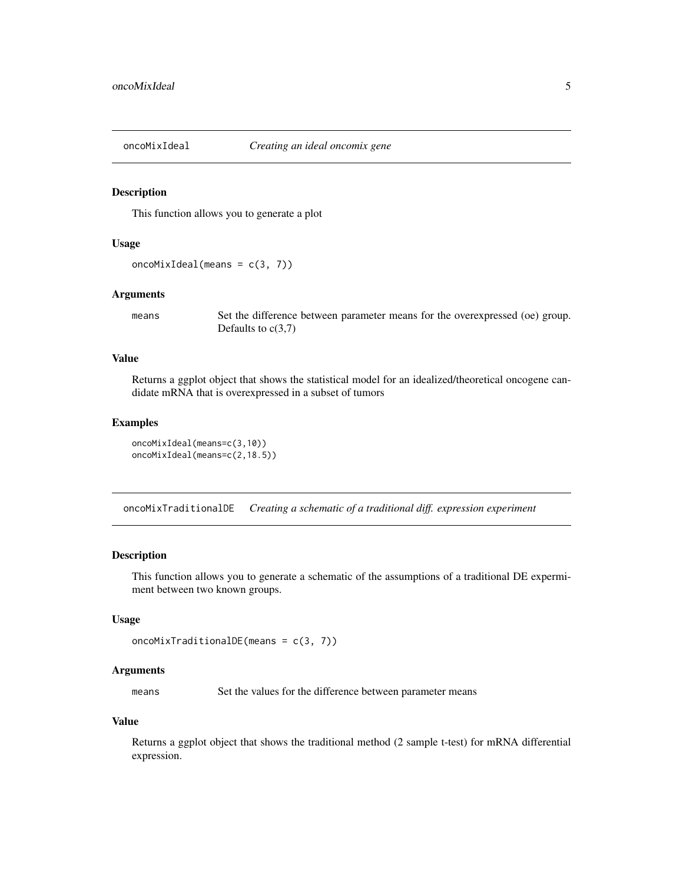## oncoMixIdeal *Creating an ideal oncomix gene*

### Description

This function allows you to generate a plot

### Usage

```
oncoMixIdeal(means = c(3, 7))
```

### Arguments

| | |
|---|---|
| means | Set the difference between parameter means for the overexpressed (oe) group. Defaults to c(3,7) |

### Value

Returns a ggplot object that shows the statistical model for an idealized/theoretical oncogene candidate mRNA that is overexpressed in a subset of tumors

### Examples

```
oncoMixIdeal(means=c(3,10))
oncoMixIdeal(means=c(2,18.5))
```

## oncoMixTraditionalDE *Creating a schematic of a traditional diff. expression experiment*

### Description

This function allows you to generate a schematic of the assumptions of a traditional DE expermiment between two known groups.

### Usage

```
oncoMixTraditionalDE(means = c(3, 7))
```

### Arguments

| | |
|---|---|
| means | Set the values for the difference between parameter means |

### Value

Returns a ggplot object that shows the traditional method (2 sample t-test) for mRNA differential expression.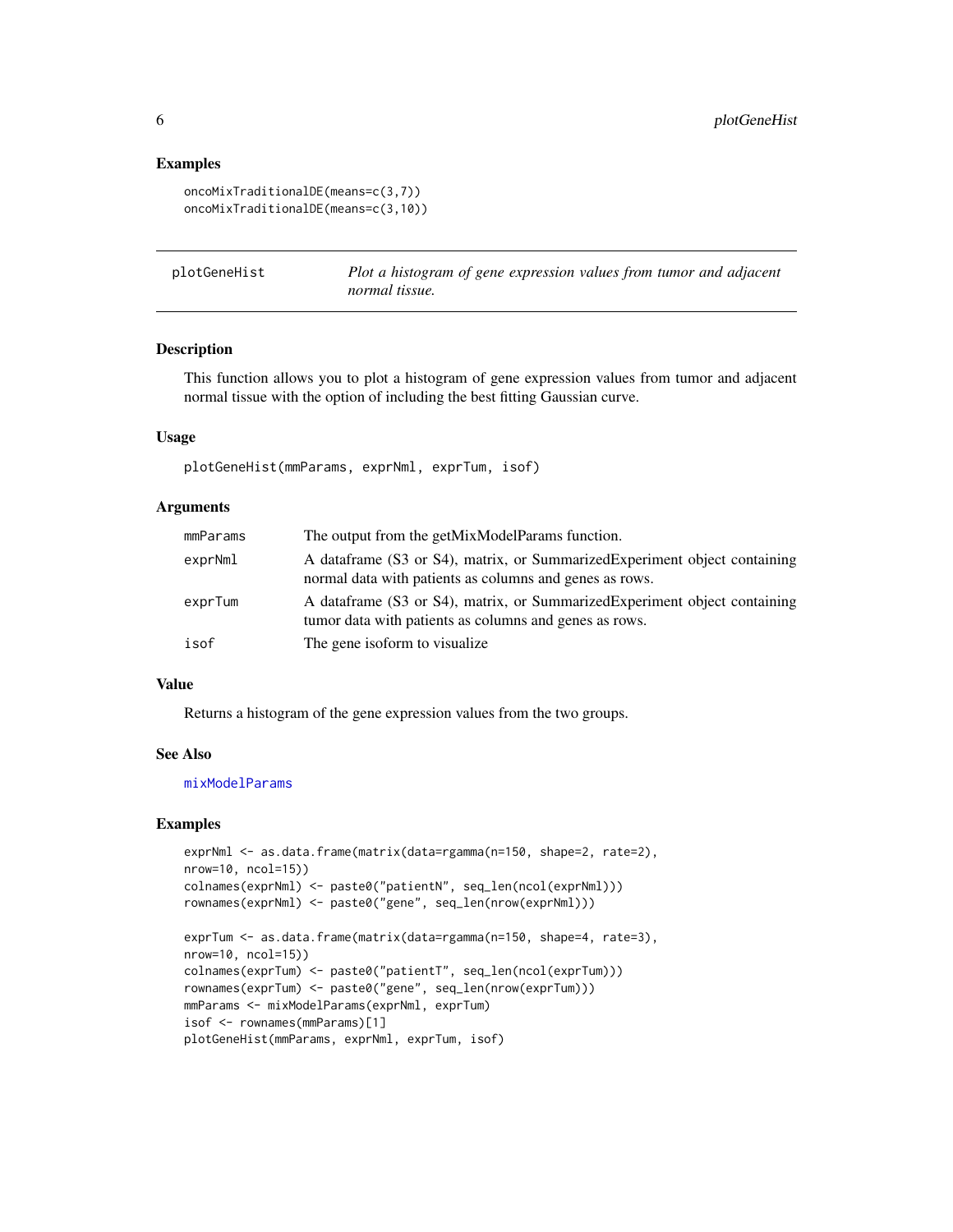## Examples

```
oncoMixTraditionalDE(means=c(3,7))
oncoMixTraditionalDE(means=c(3,10))
```

---

## plotGeneHist — *Plot a histogram of gene expression values from tumor and adjacent normal tissue.*

---

### Description

This function allows you to plot a histogram of gene expression values from tumor and adjacent normal tissue with the option of including the best fitting Gaussian curve.

### Usage

```
plotGeneHist(mmParams, exprNml, exprTum, isof)
```

### Arguments

| | |
|---|---|
| mmParams | The output from the getMixModelParams function. |
| exprNml | A dataframe (S3 or S4), matrix, or SummarizedExperiment object containing normal data with patients as columns and genes as rows. |
| exprTum | A dataframe (S3 or S4), matrix, or SummarizedExperiment object containing tumor data with patients as columns and genes as rows. |
| isof | The gene isoform to visualize |

### Value

Returns a histogram of the gene expression values from the two groups.

### See Also

mixModelParams

### Examples

```
exprNml <- as.data.frame(matrix(data=rgamma(n=150, shape=2, rate=2),
nrow=10, ncol=15))
colnames(exprNml) <- paste0("patientN", seq_len(ncol(exprNml)))
rownames(exprNml) <- paste0("gene", seq_len(nrow(exprNml)))

exprTum <- as.data.frame(matrix(data=rgamma(n=150, shape=4, rate=3),
nrow=10, ncol=15))
colnames(exprTum) <- paste0("patientT", seq_len(ncol(exprTum)))
rownames(exprTum) <- paste0("gene", seq_len(nrow(exprTum)))
mmParams <- mixModelParams(exprNml, exprTum)
isof <- rownames(mmParams)[1]
plotGeneHist(mmParams, exprNml, exprTum, isof)
```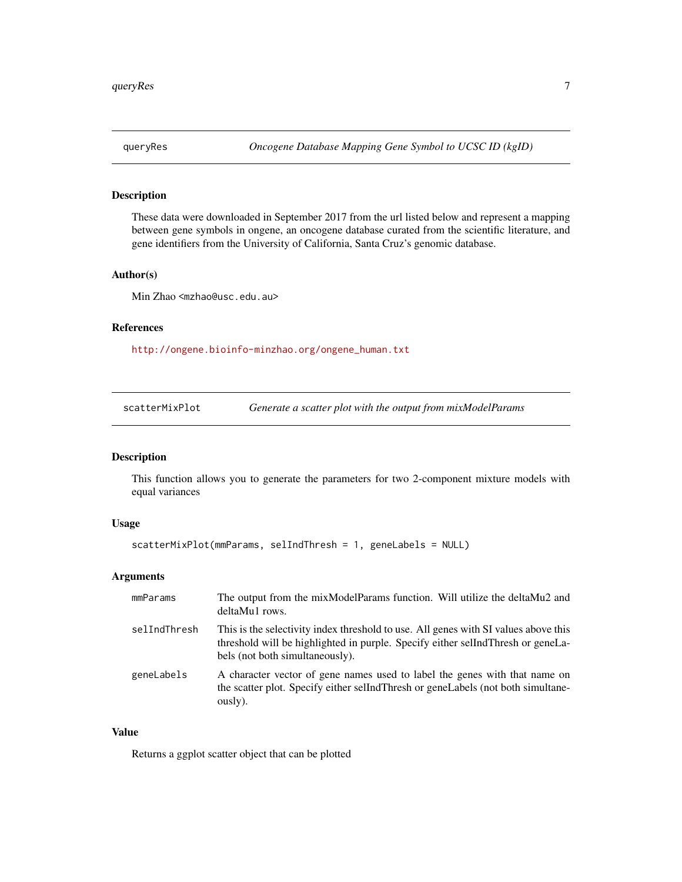## queryRes — *Oncogene Database Mapping Gene Symbol to UCSC ID (kgID)*

### Description

These data were downloaded in September 2017 from the url listed below and represent a mapping between gene symbols in ongene, an oncogene database curated from the scientific literature, and gene identifiers from the University of California, Santa Cruz's genomic database.

### Author(s)

Min Zhao <mzhao@usc.edu.au>

### References

http://ongene.bioinfo-minzhao.org/ongene_human.txt

## scatterMixPlot — *Generate a scatter plot with the output from mixModelParams*

### Description

This function allows you to generate the parameters for two 2-component mixture models with equal variances

### Usage

```
scatterMixPlot(mmParams, selIndThresh = 1, geneLabels = NULL)
```

### Arguments

| | |
|---|---|
| mmParams | The output from the mixModelParams function. Will utilize the deltaMu2 and deltaMu1 rows. |
| selIndThresh | This is the selectivity index threshold to use. All genes with SI values above this threshold will be highlighted in purple. Specify either selIndThresh or geneLabels (not both simultaneously). |
| geneLabels | A character vector of gene names used to label the genes with that name on the scatter plot. Specify either selIndThresh or geneLabels (not both simultaneously). |

### Value

Returns a ggplot scatter object that can be plotted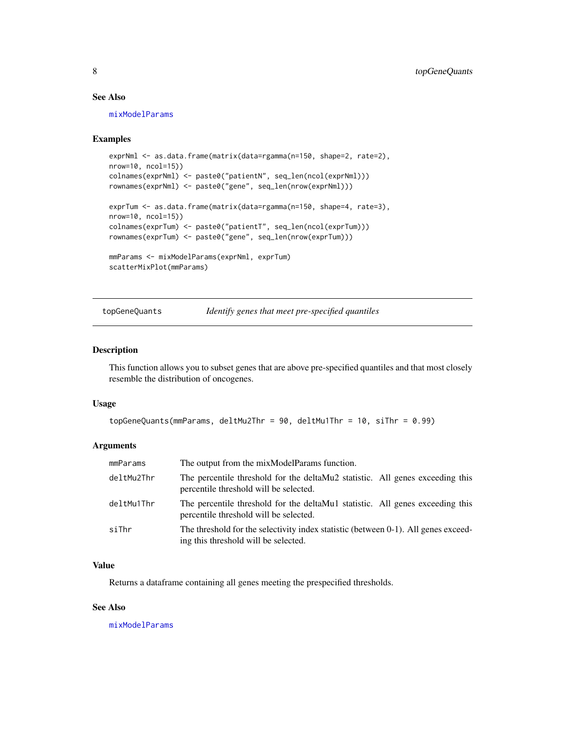## See Also

mixModelParams

## Examples

```
exprNml <- as.data.frame(matrix(data=rgamma(n=150, shape=2, rate=2),
nrow=10, ncol=15))
colnames(exprNml) <- paste0("patientN", seq_len(ncol(exprNml)))
rownames(exprNml) <- paste0("gene", seq_len(nrow(exprNml)))

exprTum <- as.data.frame(matrix(data=rgamma(n=150, shape=4, rate=3),
nrow=10, ncol=15))
colnames(exprTum) <- paste0("patientT", seq_len(ncol(exprTum)))
rownames(exprTum) <- paste0("gene", seq_len(nrow(exprTum)))

mmParams <- mixModelParams(exprNml, exprTum)
scatterMixPlot(mmParams)
```

---

# topGeneQuants *Identify genes that meet pre-specified quantiles*

## Description

This function allows you to subset genes that are above pre-specified quantiles and that most closely resemble the distribution of oncogenes.

## Usage

```
topGeneQuants(mmParams, deltMu2Thr = 90, deltMu1Thr = 10, siThr = 0.99)
```

## Arguments

| | |
|---|---|
| mmParams | The output from the mixModelParams function. |
| deltMu2Thr | The percentile threshold for the deltaMu2 statistic. All genes exceeding this percentile threshold will be selected. |
| deltMu1Thr | The percentile threshold for the deltaMu1 statistic. All genes exceeding this percentile threshold will be selected. |
| siThr | The threshold for the selectivity index statistic (between 0-1). All genes exceeding this threshold will be selected. |

## Value

Returns a dataframe containing all genes meeting the prespecified thresholds.

## See Also

mixModelParams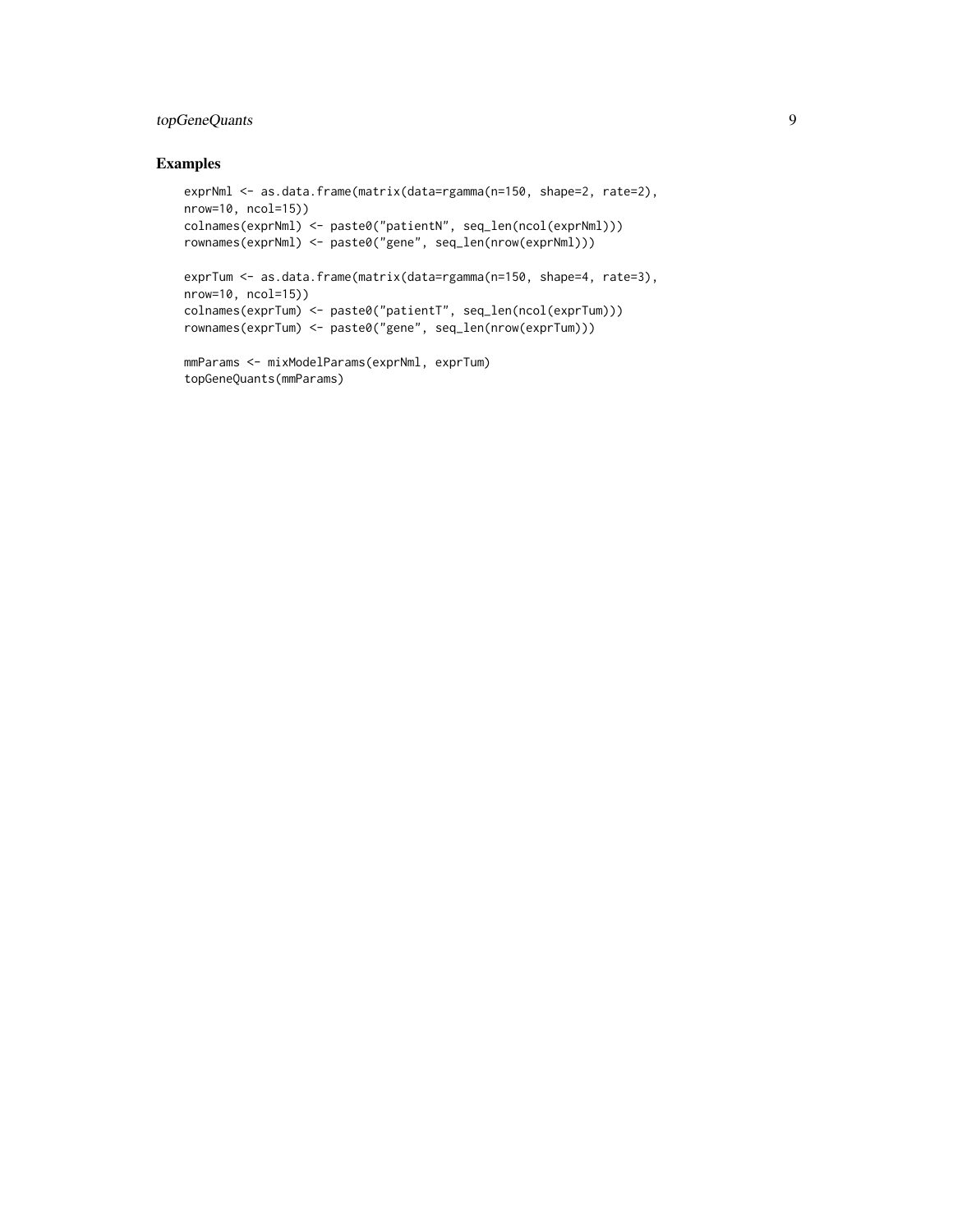## Examples

```
exprNml <- as.data.frame(matrix(data=rgamma(n=150, shape=2, rate=2),
nrow=10, ncol=15))
colnames(exprNml) <- paste0("patientN", seq_len(ncol(exprNml)))
rownames(exprNml) <- paste0("gene", seq_len(nrow(exprNml)))

exprTum <- as.data.frame(matrix(data=rgamma(n=150, shape=4, rate=3),
nrow=10, ncol=15))
colnames(exprTum) <- paste0("patientT", seq_len(ncol(exprTum)))
rownames(exprTum) <- paste0("gene", seq_len(nrow(exprTum)))

mmParams <- mixModelParams(exprNml, exprTum)
topGeneQuants(mmParams)
```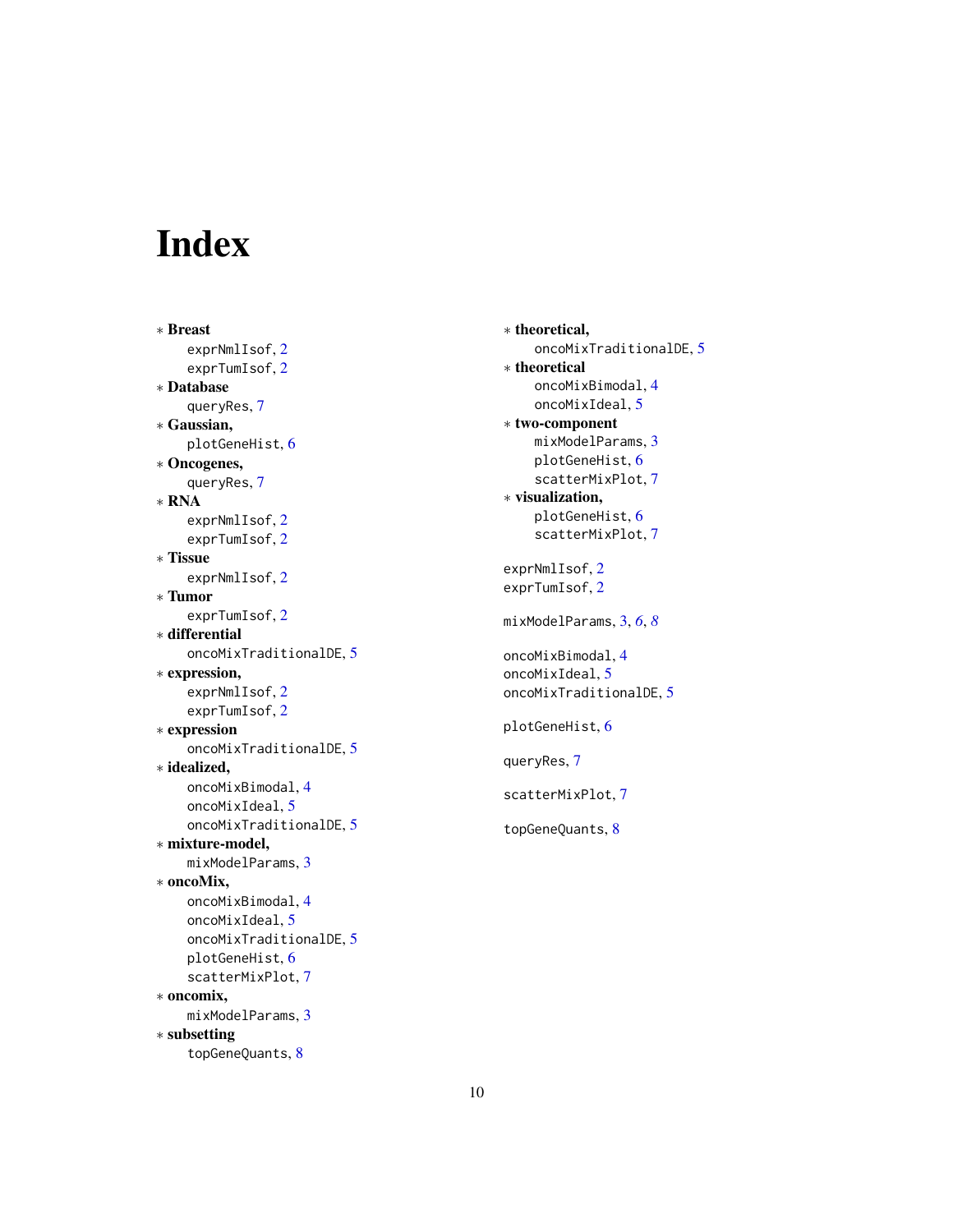# Index

∗ **Breast**
  exprNmlIsof, 2
  exprTumIsof, 2
∗ **Database**
  queryRes, 7
∗ **Gaussian,**
  plotGeneHist, 6
∗ **Oncogenes,**
  queryRes, 7
∗ **RNA**
  exprNmlIsof, 2
  exprTumIsof, 2
∗ **Tissue**
  exprNmlIsof, 2
∗ **Tumor**
  exprTumIsof, 2
∗ **differential**
  oncoMixTraditionalDE, 5
∗ **expression,**
  exprNmlIsof, 2
  exprTumIsof, 2
∗ **expression**
  oncoMixTraditionalDE, 5
∗ **idealized,**
  oncoMixBimodal, 4
  oncoMixIdeal, 5
  oncoMixTraditionalDE, 5
∗ **mixture-model,**
  mixModelParams, 3
∗ **oncoMix,**
  oncoMixBimodal, 4
  oncoMixIdeal, 5
  oncoMixTraditionalDE, 5
  plotGeneHist, 6
  scatterMixPlot, 7
∗ **oncomix,**
  mixModelParams, 3
∗ **subsetting**
  topGeneQuants, 8
∗ **theoretical,**
  oncoMixTraditionalDE, 5
∗ **theoretical**
  oncoMixBimodal, 4
  oncoMixIdeal, 5
∗ **two-component**
  mixModelParams, 3
  plotGeneHist, 6
  scatterMixPlot, 7
∗ **visualization,**
  plotGeneHist, 6
  scatterMixPlot, 7

exprNmlIsof, 2
exprTumIsof, 2

mixModelParams, 3, *6*, *8*

oncoMixBimodal, 4
oncoMixIdeal, 5
oncoMixTraditionalDE, 5

plotGeneHist, 6

queryRes, 7

scatterMixPlot, 7

topGeneQuants, 8